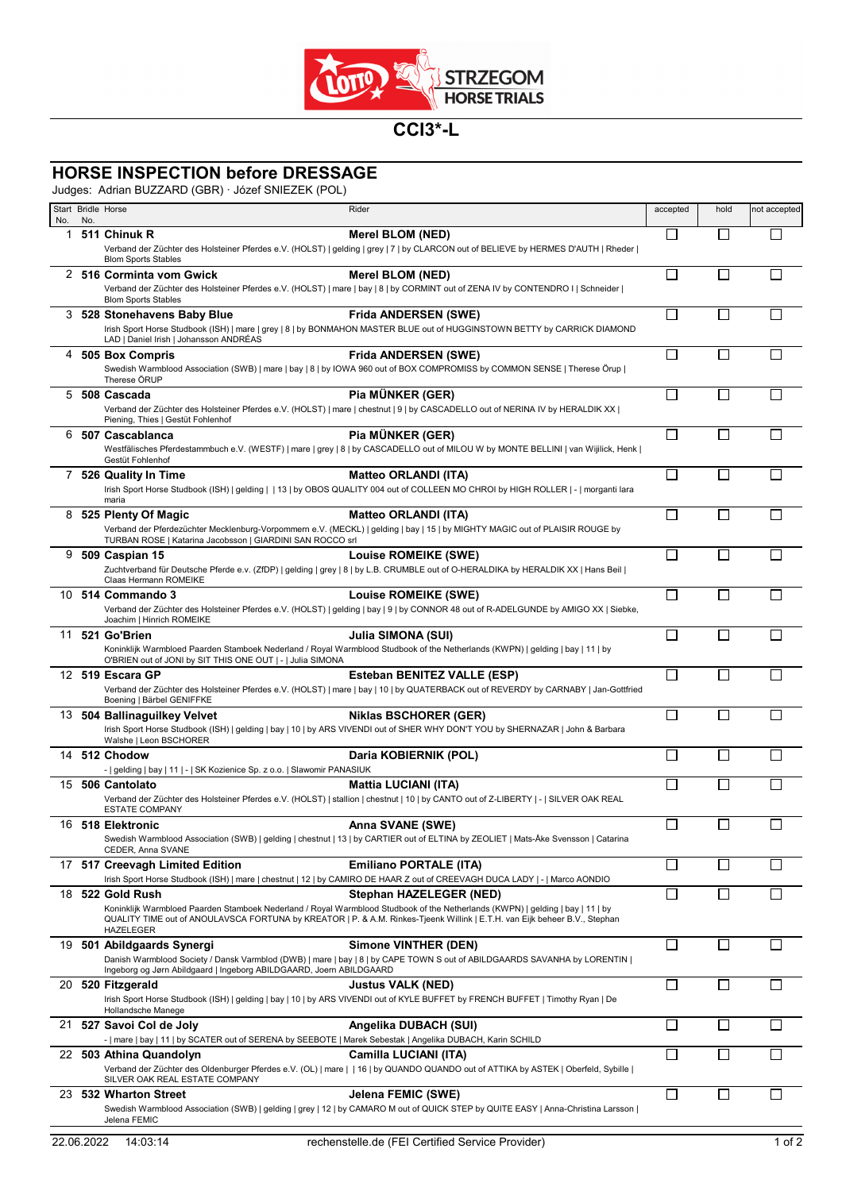# STRZEGOM HORSE TRIALS

## CCI3*-L

## HORSE INSPECTION before DRESSAGE

Judges: Adrian BUZZARD (GBR) · Józef SNIEZEK (POL)

| Start No. | Bridle No. | Horse | Rider | accepted | hold | not accepted |
|---|---|---|---|---|---|---|
| 1 | 511 | **Chinuk R**<br>Verband der Züchter des Holsteiner Pferdes e.V. (HOLST) \| gelding \| grey \| 7 \| by CLARCON out of BELIEVE by HERMES D'AUTH \| Rheder \| Blom Sports Stables | **Merel BLOM (NED)** | ☐ | ☐ | ☐ |
| 2 | 516 | **Corminta vom Gwick**<br>Verband der Züchter des Holsteiner Pferdes e.V. (HOLST) \| mare \| bay \| 8 \| by CORMINT out of ZENA IV by CONTENDRO I \| Schneider \| Blom Sports Stables | **Merel BLOM (NED)** | ☐ | ☐ | ☐ |
| 3 | 528 | **Stonehavens Baby Blue**<br>Irish Sport Horse Studbook (ISH) \| mare \| grey \| 8 \| by BONMAHON MASTER BLUE out of HUGGINSTOWN BETTY by CARRICK DIAMOND LAD \| Daniel Irish \| Johansson ANDRÉAS | **Frida ANDERSEN (SWE)** | ☐ | ☐ | ☐ |
| 4 | 505 | **Box Compris**<br>Swedish Warmblood Association (SWB) \| mare \| bay \| 8 \| by IOWA 960 out of BOX COMPROMISS by COMMON SENSE \| Therese Örup \| Therese ÖRUP | **Frida ANDERSEN (SWE)** | ☐ | ☐ | ☐ |
| 5 | 508 | **Cascada**<br>Verband der Züchter des Holsteiner Pferdes e.V. (HOLST) \| mare \| chestnut \| 9 \| by CASCADELLO out of NERINA IV by HERALDIK XX \| Piening, Thies \| Gestüt Fohlenhof | **Pia MÜNKER (GER)** | ☐ | ☐ | ☐ |
| 6 | 507 | **Cascablanca**<br>Westfälisches Pferdestammbuch e.V. (WESTF) \| mare \| grey \| 8 \| by CASCADELLO out of MILOU W by MONTE BELLINI \| van Wijlick, Henk \| Gestüt Fohlenhof | **Pia MÜNKER (GER)** | ☐ | ☐ | ☐ |
| 7 | 526 | **Quality In Time**<br>Irish Sport Horse Studbook (ISH) \| gelding \| \| 13 \| by OBOS QUALITY 004 out of COLLEEN MO CHROI by HIGH ROLLER \| - \| morganti lara maria | **Matteo ORLANDI (ITA)** | ☐ | ☐ | ☐ |
| 8 | 525 | **Plenty Of Magic**<br>Verband der Pferdezüchter Mecklenburg-Vorpommern e.V. (MECKL) \| gelding \| bay \| 15 \| by MIGHTY MAGIC out of PLAISIR ROUGE by TURBAN ROSE \| Katarina Jacobsson \| GIARDINI SAN ROCCO srl | **Matteo ORLANDI (ITA)** | ☐ | ☐ | ☐ |
| 9 | 509 | **Caspian 15**<br>Zuchtverband für Deutsche Pferde e.v. (ZfDP) \| gelding \| grey \| 8 \| by L.B. CRUMBLE out of O-HERALDIKA by HERALDIK XX \| Hans Beil \| Claas Hermann ROMEIKE | **Louise ROMEIKE (SWE)** | ☐ | ☐ | ☐ |
| 10 | 514 | **Commando 3**<br>Verband der Züchter des Holsteiner Pferdes e.V. (HOLST) \| gelding \| bay \| 9 \| by CONNOR 48 out of R-ADELGUNDE by AMIGO XX \| Siebke, Joachim \| Hinrich ROMEIKE | **Louise ROMEIKE (SWE)** | ☐ | ☐ | ☐ |
| 11 | 521 | **Go'Brien**<br>Koninklijk Warmbloed Paarden Stamboek Nederland / Royal Warmblood Studbook of the Netherlands (KWPN) \| gelding \| bay \| 11 \| by O'BRIEN out of JONI by SIT THIS ONE OUT \| - \| Julia SIMONA | **Julia SIMONA (SUI)** | ☐ | ☐ | ☐ |
| 12 | 519 | **Escara GP**<br>Verband der Züchter des Holsteiner Pferdes e.V. (HOLST) \| mare \| bay \| 10 \| by QUATERBACK out of REVERDY by CARNABY \| Jan-Gottfried Boening \| Bärbel GENIFFKE | **Esteban BENITEZ VALLE (ESP)** | ☐ | ☐ | ☐ |
| 13 | 504 | **Ballinaguilkey Velvet**<br>Irish Sport Horse Studbook (ISH) \| gelding \| bay \| 10 \| by ARS VIVENDI out of SHER WHY DON'T YOU by SHERNAZAR \| John & Barbara Walshe \| Leon BSCHORER | **Niklas BSCHORER (GER)** | ☐ | ☐ | ☐ |
| 14 | 512 | **Chodow**<br>- \| gelding \| bay \| 11 \| - \| SK Kozienice Sp. z o.o. \| Slawomir PANASIUK | **Daria KOBIERNIK (POL)** | ☐ | ☐ | ☐ |
| 15 | 506 | **Cantolato**<br>Verband der Züchter des Holsteiner Pferdes e.V. (HOLST) \| stallion \| chestnut \| 10 \| by CANTO out of Z-LIBERTY \| - \| SILVER OAK REAL ESTATE COMPANY | **Mattia LUCIANI (ITA)** | ☐ | ☐ | ☐ |
| 16 | 518 | **Elektronic**<br>Swedish Warmblood Association (SWB) \| gelding \| chestnut \| 13 \| by CARTIER out of ELTINA by ZEOLIET \| Mats-Åke Svensson \| Catarina CEDER, Anna SVANE | **Anna SVANE (SWE)** | ☐ | ☐ | ☐ |
| 17 | 517 | **Creevagh Limited Edition**<br>Irish Sport Horse Studbook (ISH) \| mare \| chestnut \| 12 \| by CAMIRO DE HAAR Z out of CREEVAGH DUCA LADY \| - \| Marco AONDIO | **Emiliano PORTALE (ITA)** | ☐ | ☐ | ☐ |
| 18 | 522 | **Gold Rush**<br>Koninklijk Warmbloed Paarden Stamboek Nederland / Royal Warmblood Studbook of the Netherlands (KWPN) \| gelding \| bay \| 11 \| by QUALITY TIME out of ANOULAVSCA FORTUNA by KREATOR \| P. & A.M. Rinkes-Tjeenk Willink \| E.T.H. van Eijk beheer B.V., Stephan HAZELEGER | **Stephan HAZELEGER (NED)** | ☐ | ☐ | ☐ |
| 19 | 501 | **Abildgaards Synergi**<br>Danish Warmblood Society / Dansk Varmblod (DWB) \| mare \| bay \| 8 \| by CAPE TOWN S out of ABILDGAARDS SAVANHA by LORENTIN \| Ingeborg og Jørn Abildgaard \| Ingeborg ABILDGAARD, Joern ABILDGAARD | **Simone VINTHER (DEN)** | ☐ | ☐ | ☐ |
| 20 | 520 | **Fitzgerald**<br>Irish Sport Horse Studbook (ISH) \| gelding \| bay \| 10 \| by ARS VIVENDI out of KYLE BUFFET by FRENCH BUFFET \| Timothy Ryan \| De Hollandsche Manege | **Justus VALK (NED)** | ☐ | ☐ | ☐ |
| 21 | 527 | **Savoi Col de Joly**<br>- \| mare \| bay \| 11 \| by SCATER out of SERENA by SEEBOTE \| Marek Sebestak \| Angelika DUBACH, Karin SCHILD | **Angelika DUBACH (SUI)** | ☐ | ☐ | ☐ |
| 22 | 503 | **Athina Quandolyn**<br>Verband der Züchter des Oldenburger Pferdes e.V. (OL) \| mare \| \| 16 \| by QUANDO QUANDO out of ATTIKA by ASTEK \| Oberfeld, Sybille \| SILVER OAK REAL ESTATE COMPANY | **Camilla LUCIANI (ITA)** | ☐ | ☐ | ☐ |
| 23 | 532 | **Wharton Street**<br>Swedish Warmblood Association (SWB) \| gelding \| grey \| 12 \| by CAMARO M out of QUICK STEP by QUITE EASY \| Anna-Christina Larsson \| Jelena FEMIC | **Jelena FEMIC (SWE)** | ☐ | ☐ | ☐ |

22.06.2022 14:03:14 rechenstelle.de (FEI Certified Service Provider)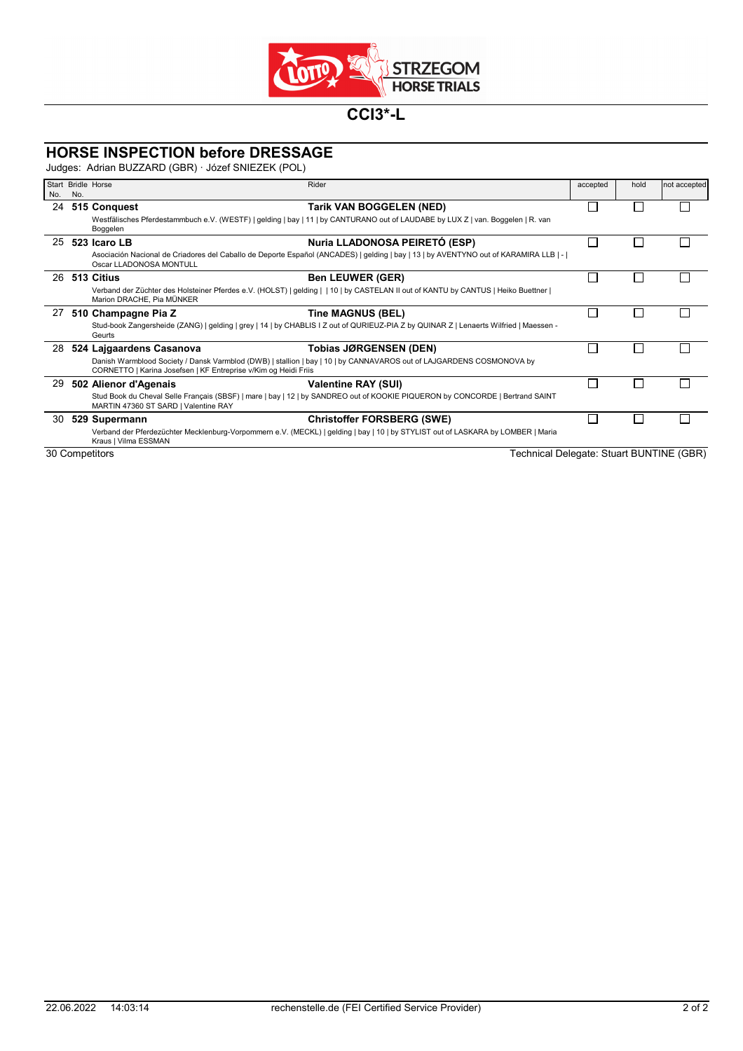# CCI3*-L

## HORSE INSPECTION before DRESSAGE

Judges: Adrian BUZZARD (GBR) · Józef SNIEZEK (POL)

| Start No. | Bridle No. | Horse | Rider | accepted | hold | not accepted |
|---|---|---|---|---|---|---|
| 24 | 515 | **Conquest**<br>Westfälisches Pferdestammbuch e.V. (WESTF) \| gelding \| bay \| 11 \| by CANTURANO out of LAUDABE by LUX Z \| van. Boggelen \| R. van Boggelen | **Tarik VAN BOGGELEN (NED)** | ☐ | ☐ | ☐ |
| 25 | 523 | **Icaro LB**<br>Asociación Nacional de Criadores del Caballo de Deporte Español (ANCADES) \| gelding \| bay \| 13 \| by AVENTYNO out of KARAMIRA LLB \| - \| Oscar LLADONOSA MONTULL | **Nuria LLADONOSA PEIRETÓ (ESP)** | ☐ | ☐ | ☐ |
| 26 | 513 | **Citius**<br>Verband der Züchter des Holsteiner Pferdes e.V. (HOLST) \| gelding \| \| 10 \| by CASTELAN II out of KANTU by CANTUS \| Heiko Buettner \| Marion DRACHE, Pia MÜNKER | **Ben LEUWER (GER)** | ☐ | ☐ | ☐ |
| 27 | 510 | **Champagne Pia Z**<br>Stud-book Zangersheide (ZANG) \| gelding \| grey \| 14 \| by CHABLIS I Z out of QURIEUZ-PIA Z by QUINAR Z \| Lenaerts Wilfried \| Maessen - Geurts | **Tine MAGNUS (BEL)** | ☐ | ☐ | ☐ |
| 28 | 524 | **Lajgaardens Casanova**<br>Danish Warmblood Society / Dansk Varmblod (DWB) \| stallion \| bay \| 10 \| by CANNAVAROS out of LAJGARDENS COSMONOVA by CORNETTO \| Karina Josefsen \| KF Entreprise v/Kim og Heidi Friis | **Tobias JØRGENSEN (DEN)** | ☐ | ☐ | ☐ |
| 29 | 502 | **Alienor d'Agenais**<br>Stud Book du Cheval Selle Français (SBSF) \| mare \| bay \| 12 \| by SANDREO out of KOOKIE PIQUERON by CONCORDE \| Bertrand SAINT MARTIN 47360 ST SARD \| Valentine RAY | **Valentine RAY (SUI)** | ☐ | ☐ | ☐ |
| 30 | 529 | **Supermann**<br>Verband der Pferdezüchter Mecklenburg-Vorpommern e.V. (MECKL) \| gelding \| bay \| 10 \| by STYLIST out of LASKARA by LOMBER \| Maria Kraus \| Vilma ESSMAN | **Christoffer FORSBERG (SWE)** | ☐ | ☐ | ☐ |

30 Competitors

Technical Delegate: Stuart BUNTINE (GBR)

22.06.2022 14:03:14 rechenstelle.de (FEI Certified Service Provider)